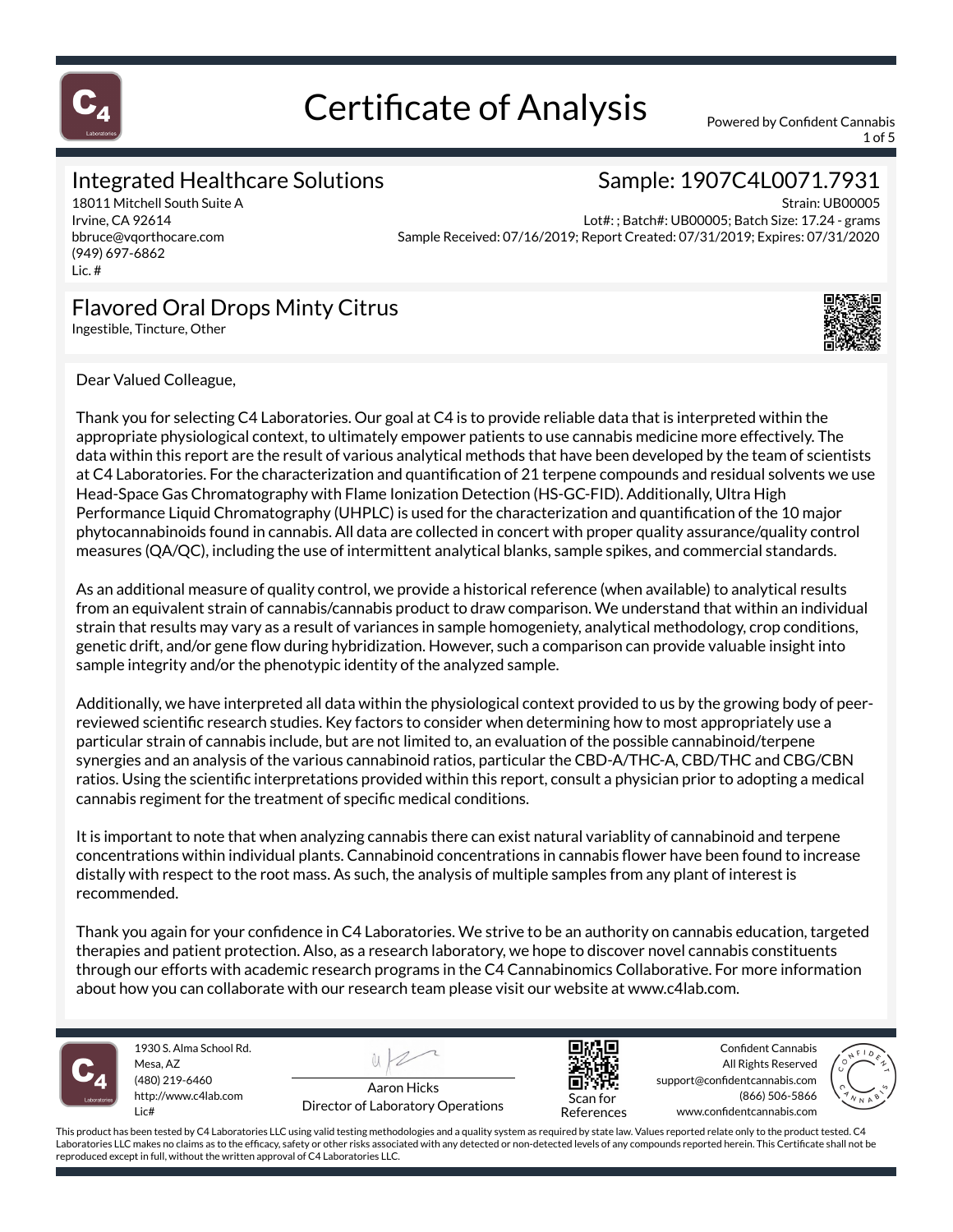# Certificate of Analysis

Powered by Confident Cannabis

## Integrated Healthcare Solutions

18011 Mitchell South Suite A
Irvine, CA 92614
bbruce@vqorthocare.com
(949) 697-6862
Lic. #

## Sample: 1907C4L0071.7931

Strain: UB00005
Lot#: ; Batch#: UB00005; Batch Size: 17.24 - grams
Sample Received: 07/16/2019; Report Created: 07/31/2019; Expires: 07/31/2020

## Flavored Oral Drops Minty Citrus

Ingestible, Tincture, Other

Dear Valued Colleague,

Thank you for selecting C4 Laboratories. Our goal at C4 is to provide reliable data that is interpreted within the appropriate physiological context, to ultimately empower patients to use cannabis medicine more effectively. The data within this report are the result of various analytical methods that have been developed by the team of scientists at C4 Laboratories. For the characterization and quantification of 21 terpene compounds and residual solvents we use Head-Space Gas Chromatography with Flame Ionization Detection (HS-GC-FID). Additionally, Ultra High Performance Liquid Chromatography (UHPLC) is used for the characterization and quantification of the 10 major phytocannabinoids found in cannabis. All data are collected in concert with proper quality assurance/quality control measures (QA/QC), including the use of intermittent analytical blanks, sample spikes, and commercial standards.

As an additional measure of quality control, we provide a historical reference (when available) to analytical results from an equivalent strain of cannabis/cannabis product to draw comparison. We understand that within an individual strain that results may vary as a result of variances in sample homogeniety, analytical methodology, crop conditions, genetic drift, and/or gene flow during hybridization. However, such a comparison can provide valuable insight into sample integrity and/or the phenotypic identity of the analyzed sample.

Additionally, we have interpreted all data within the physiological context provided to us by the growing body of peer-reviewed scientific research studies. Key factors to consider when determining how to most appropriately use a particular strain of cannabis include, but are not limited to, an evaluation of the possible cannabinoid/terpene synergies and an analysis of the various cannabinoid ratios, particular the CBD-A/THC-A, CBD/THC and CBG/CBN ratios. Using the scientific interpretations provided within this report, consult a physician prior to adopting a medical cannabis regiment for the treatment of specific medical conditions.

It is important to note that when analyzing cannabis there can exist natural variablity of cannabinoid and terpene concentrations within individual plants. Cannabinoid concentrations in cannabis flower have been found to increase distally with respect to the root mass. As such, the analysis of multiple samples from any plant of interest is recommended.

Thank you again for your confidence in C4 Laboratories. We strive to be an authority on cannabis education, targeted therapies and patient protection. Also, as a research laboratory, we hope to discover novel cannabis constituents through our efforts with academic research programs in the C4 Cannabinomics Collaborative. For more information about how you can collaborate with our research team please visit our website at www.c4lab.com.

1930 S. Alma School Rd.
Mesa, AZ
(480) 219-6460
http://www.c4lab.com
Lic#

Aaron Hicks
Director of Laboratory Operations

Scan for References

Confident Cannabis
All Rights Reserved
support@confidentcannabis.com
(866) 506-5866
www.confidentcannabis.com

This product has been tested by C4 Laboratories LLC using valid testing methodologies and a quality system as required by state law. Values reported relate only to the product tested. C4 Laboratories LLC makes no claims as to the efficacy, safety or other risks associated with any detected or non-detected levels of any compounds reported herein. This Certificate shall not be reproduced except in full, without the written approval of C4 Laboratories LLC.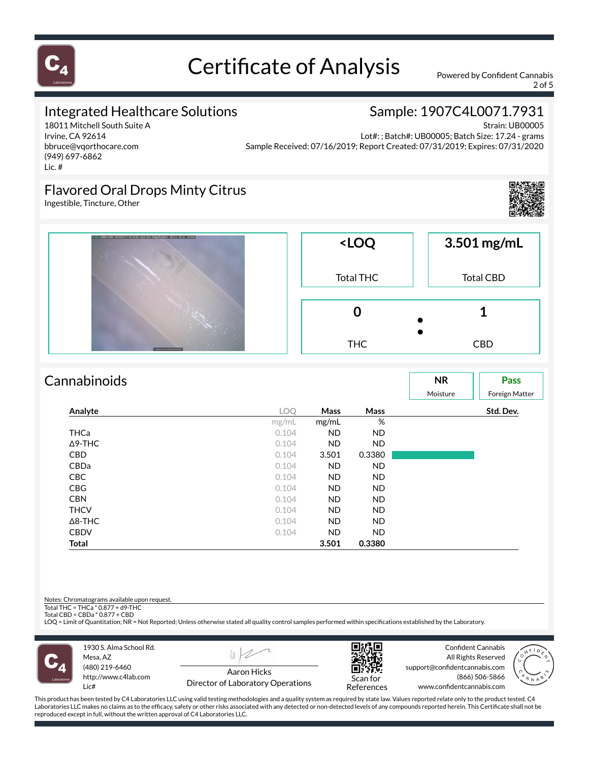# Certificate of Analysis

Powered by Confident Cannabis

## Integrated Healthcare Solutions

18011 Mitchell South Suite A
Irvine, CA 92614
bbruce@vqorthocare.com
(949) 697-6862
Lic. #

## Sample: 1907C4L0071.7931

Strain: UB00005
Lot#: ; Batch#: UB00005; Batch Size: 17.24 - grams
Sample Received: 07/16/2019; Report Created: 07/31/2019; Expires: 07/31/2020

## Flavored Oral Drops Minty Citrus

Ingestible, Tincture, Other

| <LOQ | 3.501 mg/mL |
|---|---|
| Total THC | Total CBD |

| 0 | : | 1 |
|---|---|---|
| THC | | CBD |

## Cannabinoids

| NR | Pass |
|---|---|
| Moisture | Foreign Matter |

| Analyte | LOQ | Mass | Mass | Std. Dev. |
|---|---|---|---|---|
| | mg/mL | mg/mL | % | |
| THCa | 0.104 | ND | ND | |
| Δ9-THC | 0.104 | ND | ND | |
| CBD | 0.104 | 3.501 | 0.3380 | |
| CBDa | 0.104 | ND | ND | |
| CBC | 0.104 | ND | ND | |
| CBG | 0.104 | ND | ND | |
| CBN | 0.104 | ND | ND | |
| THCV | 0.104 | ND | ND | |
| Δ8-THC | 0.104 | ND | ND | |
| CBDV | 0.104 | ND | ND | |
| **Total** | | **3.501** | **0.3380** | |

Notes: Chromatograms available upon request.
Total THC = THCa * 0.877 + d9-THC
Total CBD = CBDa * 0.877 + CBD
LOQ = Limit of Quantitation; NR = Not Reported; Unless otherwise stated all quality control samples performed within specifications established by the Laboratory.

1930 S. Alma School Rd.
Mesa, AZ
(480) 219-6460
http://www.c4lab.com
Lic#

Aaron Hicks
Director of Laboratory Operations

Scan for References

Confident Cannabis
All Rights Reserved
support@confidentcannabis.com
(866) 506-5866
www.confidentcannabis.com

This product has been tested by C4 Laboratories LLC using valid testing methodologies and a quality system as required by state law. Values reported relate only to the product tested. C4 Laboratories LLC makes no claims as to the efficacy, safety or other risks associated with any detected or non-detected levels of any compounds reported herein. This Certificate shall not be reproduced except in full, without the written approval of C4 Laboratories LLC.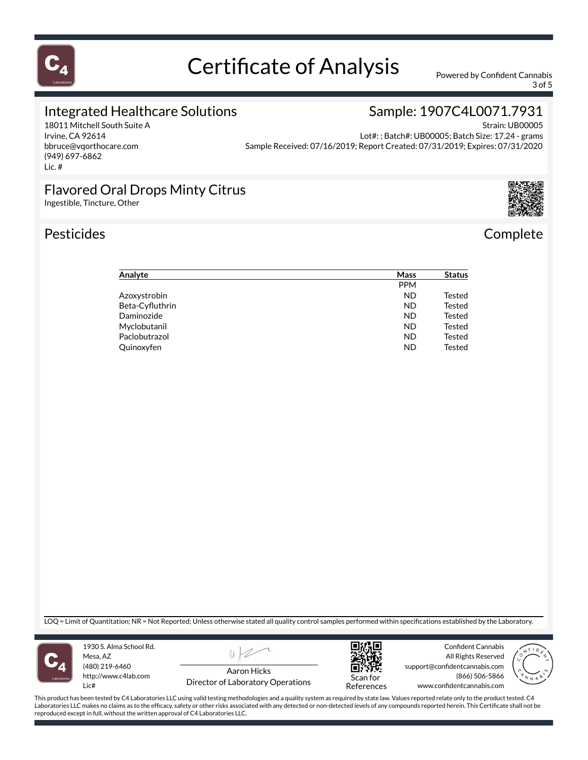# Certificate of Analysis

Powered by Confident Cannabis

## Integrated Healthcare Solutions

18011 Mitchell South Suite A
Irvine, CA 92614
bbruce@vqorthocare.com
(949) 697-6862
Lic. #

## Sample: 1907C4L0071.7931

Strain: UB00005
Lot#: ; Batch#: UB00005; Batch Size: 17.24 - grams
Sample Received: 07/16/2019; Report Created: 07/31/2019; Expires: 07/31/2020

## Flavored Oral Drops Minty Citrus

Ingestible, Tincture, Other

## Pesticides

Complete

| Analyte | Mass | Status |
|---|---|---|
| | PPM | |
| Azoxystrobin | ND | Tested |
| Beta-Cyfluthrin | ND | Tested |
| Daminozide | ND | Tested |
| Myclobutanil | ND | Tested |
| Paclobutrazol | ND | Tested |
| Quinoxyfen | ND | Tested |

LOQ = Limit of Quantitation; NR = Not Reported; Unless otherwise stated all quality control samples performed within specifications established by the Laboratory.

1930 S. Alma School Rd.
Mesa, AZ
(480) 219-6460
http://www.c4lab.com
Lic#

Aaron Hicks
Director of Laboratory Operations

Scan for References

Confident Cannabis
All Rights Reserved
support@confidentcannabis.com
(866) 506-5866
www.confidentcannabis.com

This product has been tested by C4 Laboratories LLC using valid testing methodologies and a quality system as required by state law. Values reported relate only to the product tested. C4 Laboratories LLC makes no claims as to the efficacy, safety or other risks associated with any detected or non-detected levels of any compounds reported herein. This Certificate shall not be reproduced except in full, without the written approval of C4 Laboratories LLC.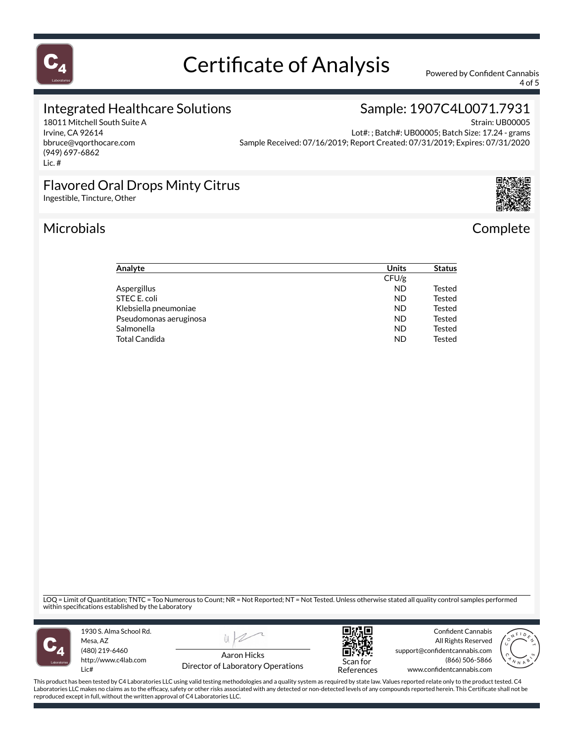# Certificate of Analysis

Powered by Confident Cannabis

## Integrated Healthcare Solutions

18011 Mitchell South Suite A
Irvine, CA 92614
bbruce@vqorthocare.com
(949) 697-6862
Lic. #

## Sample: 1907C4L0071.7931

Strain: UB00005
Lot#: ; Batch#: UB00005; Batch Size: 17.24 - grams
Sample Received: 07/16/2019; Report Created: 07/31/2019; Expires: 07/31/2020

## Flavored Oral Drops Minty Citrus

Ingestible, Tincture, Other

## Microbials

Complete

| Analyte | Units | Status |
|---|---|---|
| | CFU/g | |
| Aspergillus | ND | Tested |
| STEC E. coli | ND | Tested |
| Klebsiella pneumoniae | ND | Tested |
| Pseudomonas aeruginosa | ND | Tested |
| Salmonella | ND | Tested |
| Total Candida | ND | Tested |

LOQ = Limit of Quantitation; TNTC = Too Numerous to Count; NR = Not Reported; NT = Not Tested. Unless otherwise stated all quality control samples performed within specifications established by the Laboratory

1930 S. Alma School Rd.
Mesa, AZ
(480) 219-6460
http://www.c4lab.com
Lic#

Aaron Hicks
Director of Laboratory Operations

Scan for References

Confident Cannabis
All Rights Reserved
support@confidentcannabis.com
(866) 506-5866
www.confidentcannabis.com

This product has been tested by C4 Laboratories LLC using valid testing methodologies and a quality system as required by state law. Values reported relate only to the product tested. C4 Laboratories LLC makes no claims as to the efficacy, safety or other risks associated with any detected or non-detected levels of any compounds reported herein. This Certificate shall not be reproduced except in full, without the written approval of C4 Laboratories LLC.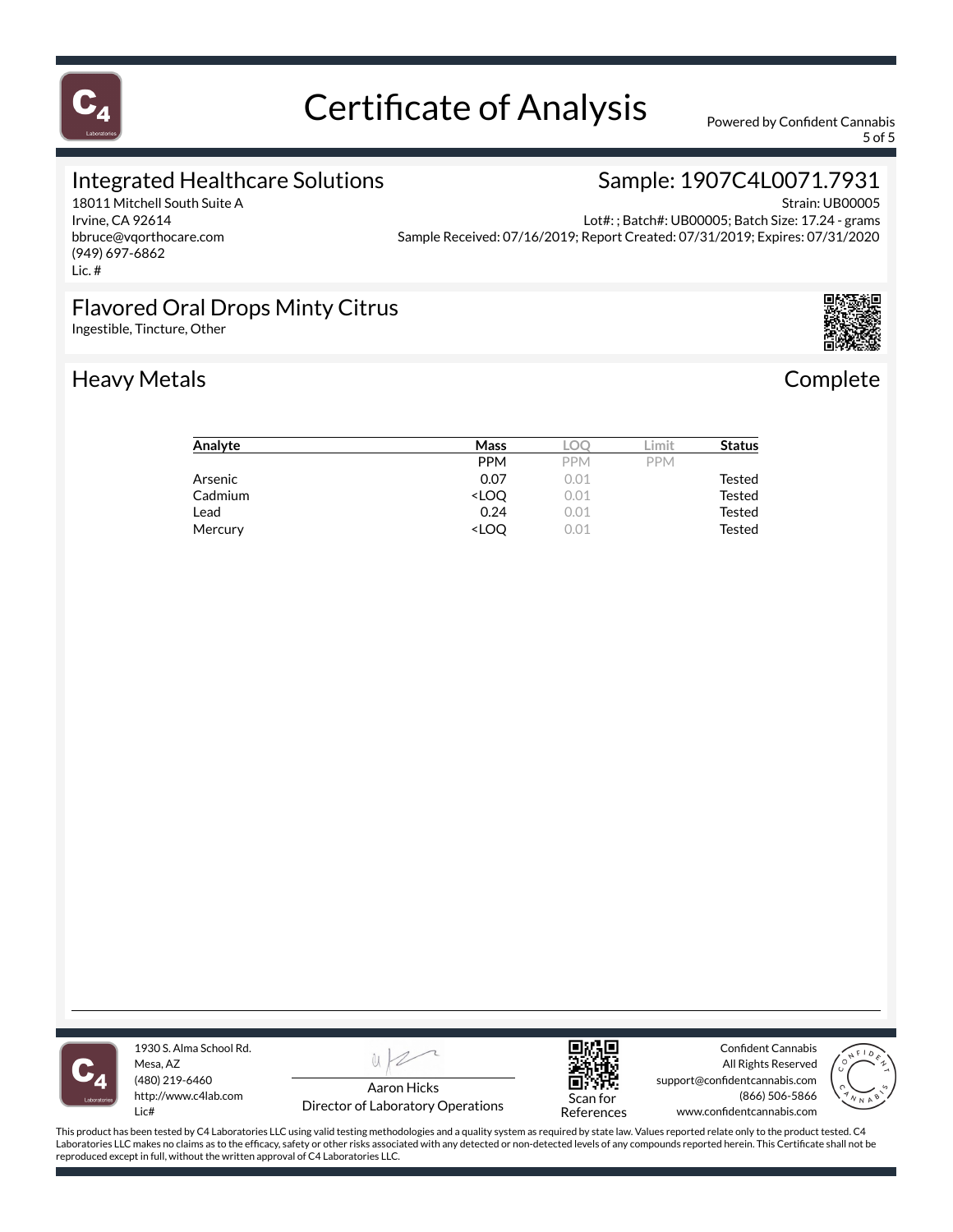# Certificate of Analysis

Powered by Confident Cannabis

## Integrated Healthcare Solutions

18011 Mitchell South Suite A
Irvine, CA 92614
bbruce@vqorthocare.com
(949) 697-6862
Lic. #

## Sample: 1907C4L0071.7931

Strain: UB00005
Lot#: ; Batch#: UB00005; Batch Size: 17.24 - grams
Sample Received: 07/16/2019; Report Created: 07/31/2019; Expires: 07/31/2020

## Flavored Oral Drops Minty Citrus

Ingestible, Tincture, Other

## Heavy Metals

Complete

| Analyte | Mass | LOQ | Limit | Status |
|---|---|---|---|---|
| | PPM | PPM | PPM | |
| Arsenic | 0.07 | 0.01 | | Tested |
| Cadmium | <LOQ | 0.01 | | Tested |
| Lead | 0.24 | 0.01 | | Tested |
| Mercury | <LOQ | 0.01 | | Tested |

1930 S. Alma School Rd.
Mesa, AZ
(480) 219-6460
http://www.c4lab.com
Lic#

Aaron Hicks
Director of Laboratory Operations

Scan for References

Confident Cannabis
All Rights Reserved
support@confidentcannabis.com
(866) 506-5866
www.confidentcannabis.com

This product has been tested by C4 Laboratories LLC using valid testing methodologies and a quality system as required by state law. Values reported relate only to the product tested. C4 Laboratories LLC makes no claims as to the efficacy, safety or other risks associated with any detected or non-detected levels of any compounds reported herein. This Certificate shall not be reproduced except in full, without the written approval of C4 Laboratories LLC.